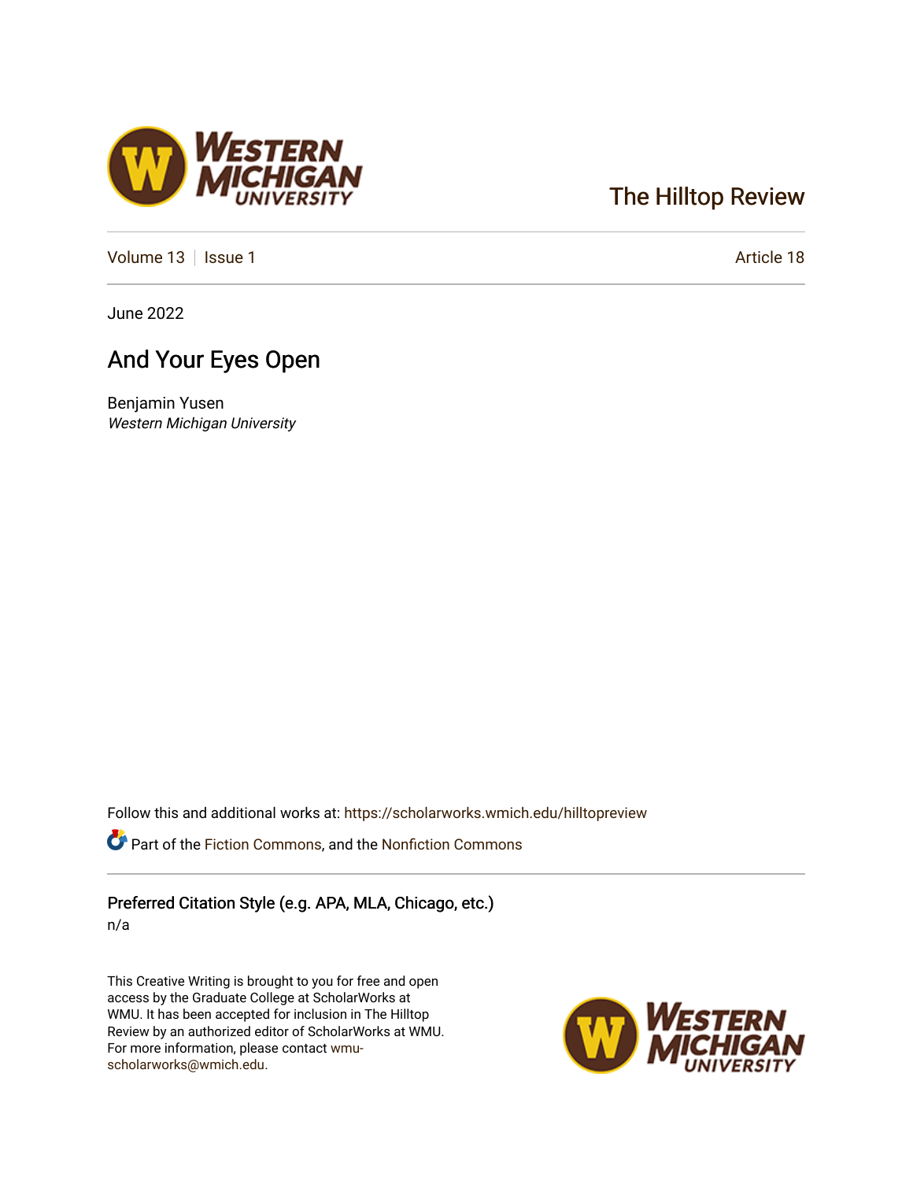The Hilltop Review

Volume 13 | Issue 1 | Article 18

June 2022

# And Your Eyes Open

Benjamin Yusen
*Western Michigan University*

Follow this and additional works at: https://scholarworks.wmich.edu/hilltopreview

Part of the Fiction Commons, and the Nonfiction Commons

## Preferred Citation Style (e.g. APA, MLA, Chicago, etc.)

n/a

This Creative Writing is brought to you for free and open access by the Graduate College at ScholarWorks at WMU. It has been accepted for inclusion in The Hilltop Review by an authorized editor of ScholarWorks at WMU. For more information, please contact wmu-scholarworks@wmich.edu.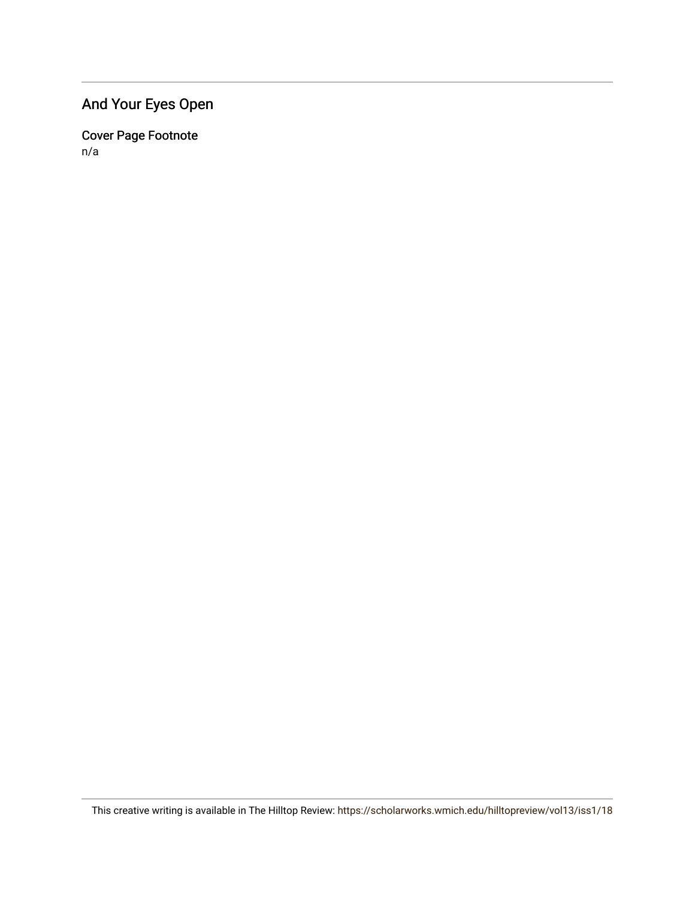## And Your Eyes Open

### Cover Page Footnote

n/a

This creative writing is available in The Hilltop Review: https://scholarworks.wmich.edu/hilltopreview/vol13/iss1/18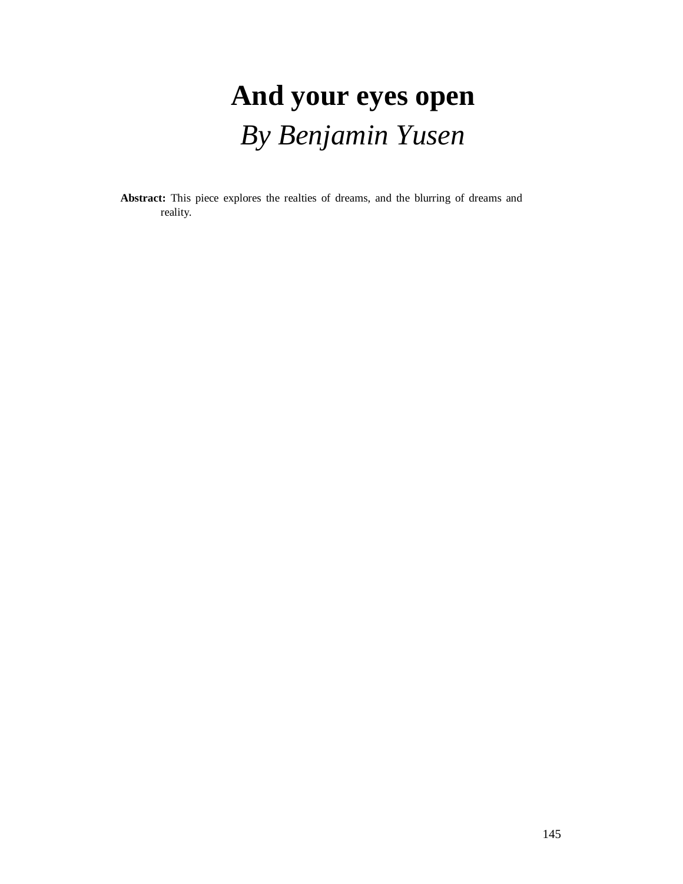# And your eyes open

*By Benjamin Yusen*

**Abstract:** This piece explores the realties of dreams, and the blurring of dreams and reality.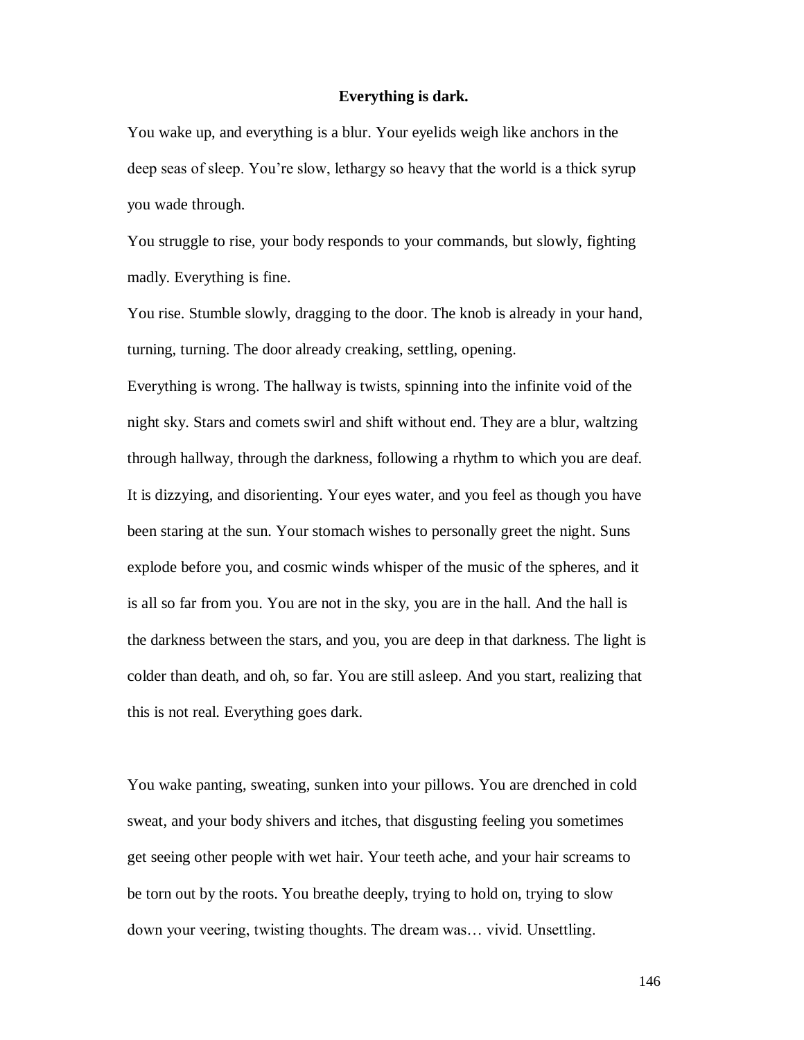**Everything is dark.**

You wake up, and everything is a blur. Your eyelids weigh like anchors in the deep seas of sleep. You're slow, lethargy so heavy that the world is a thick syrup you wade through.

You struggle to rise, your body responds to your commands, but slowly, fighting madly. Everything is fine.

You rise. Stumble slowly, dragging to the door. The knob is already in your hand, turning, turning. The door already creaking, settling, opening.

Everything is wrong. The hallway is twists, spinning into the infinite void of the night sky. Stars and comets swirl and shift without end. They are a blur, waltzing through hallway, through the darkness, following a rhythm to which you are deaf. It is dizzying, and disorienting. Your eyes water, and you feel as though you have been staring at the sun. Your stomach wishes to personally greet the night. Suns explode before you, and cosmic winds whisper of the music of the spheres, and it is all so far from you. You are not in the sky, you are in the hall. And the hall is the darkness between the stars, and you, you are deep in that darkness. The light is colder than death, and oh, so far. You are still asleep. And you start, realizing that this is not real. Everything goes dark.

You wake panting, sweating, sunken into your pillows. You are drenched in cold sweat, and your body shivers and itches, that disgusting feeling you sometimes get seeing other people with wet hair. Your teeth ache, and your hair screams to be torn out by the roots. You breathe deeply, trying to hold on, trying to slow down your veering, twisting thoughts. The dream was… vivid. Unsettling.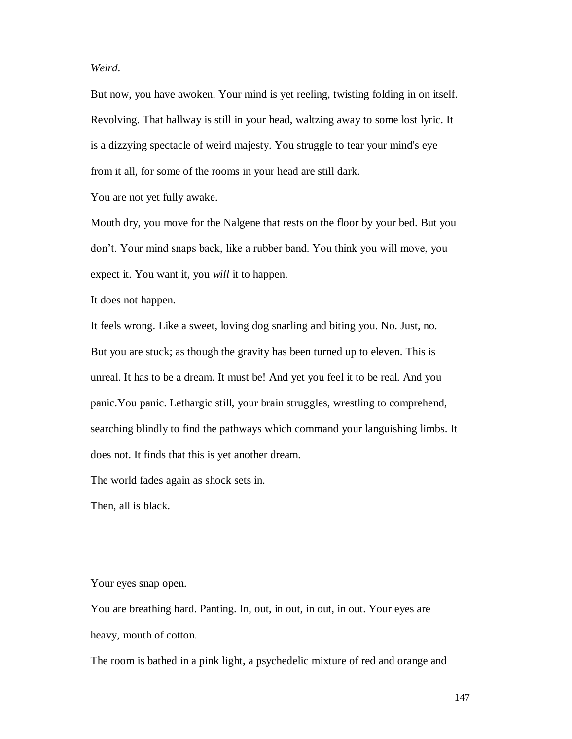*Weird*.

But now, you have awoken. Your mind is yet reeling, twisting folding in on itself. Revolving. That hallway is still in your head, waltzing away to some lost lyric. It is a dizzying spectacle of weird majesty. You struggle to tear your mind's eye from it all, for some of the rooms in your head are still dark.

You are not yet fully awake.

Mouth dry, you move for the Nalgene that rests on the floor by your bed. But you don't. Your mind snaps back, like a rubber band. You think you will move, you expect it. You want it, you *will* it to happen.

It does not happen.

It feels wrong. Like a sweet, loving dog snarling and biting you. No. Just, no. But you are stuck; as though the gravity has been turned up to eleven. This is unreal. It has to be a dream. It must be! And yet you feel it to be real. And you panic.You panic. Lethargic still, your brain struggles, wrestling to comprehend, searching blindly to find the pathways which command your languishing limbs. It does not. It finds that this is yet another dream.

The world fades again as shock sets in.

Then, all is black.

Your eyes snap open.

You are breathing hard. Panting. In, out, in out, in out, in out. Your eyes are heavy, mouth of cotton.

The room is bathed in a pink light, a psychedelic mixture of red and orange and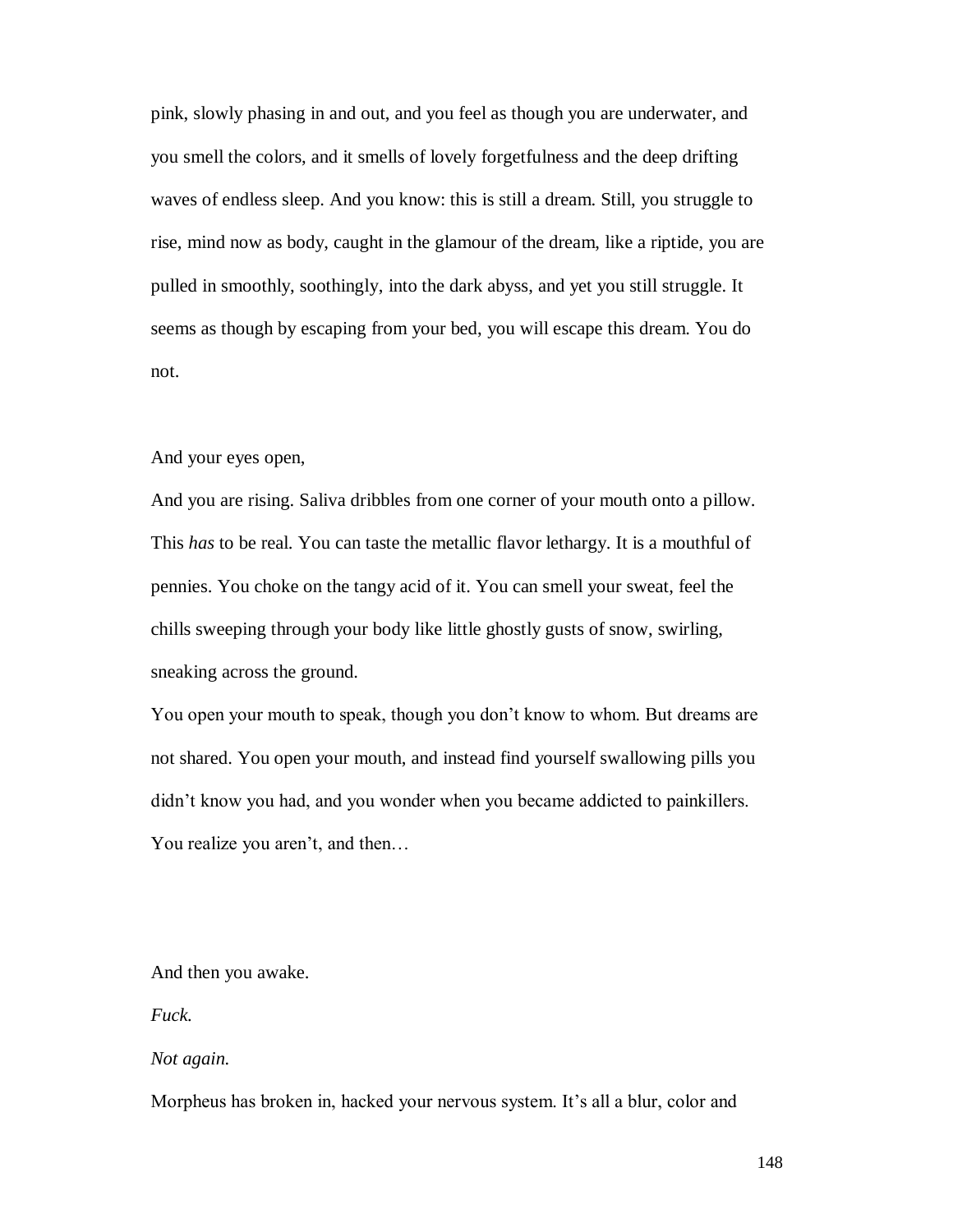pink, slowly phasing in and out, and you feel as though you are underwater, and you smell the colors, and it smells of lovely forgetfulness and the deep drifting waves of endless sleep. And you know: this is still a dream. Still, you struggle to rise, mind now as body, caught in the glamour of the dream, like a riptide, you are pulled in smoothly, soothingly, into the dark abyss, and yet you still struggle. It seems as though by escaping from your bed, you will escape this dream. You do not.

And your eyes open,

And you are rising. Saliva dribbles from one corner of your mouth onto a pillow. This *has* to be real. You can taste the metallic flavor lethargy. It is a mouthful of pennies. You choke on the tangy acid of it. You can smell your sweat, feel the chills sweeping through your body like little ghostly gusts of snow, swirling, sneaking across the ground.

You open your mouth to speak, though you don't know to whom. But dreams are not shared. You open your mouth, and instead find yourself swallowing pills you didn't know you had, and you wonder when you became addicted to painkillers. You realize you aren't, and then…

And then you awake.

*Fuck.*

*Not again.*

Morpheus has broken in, hacked your nervous system. It's all a blur, color and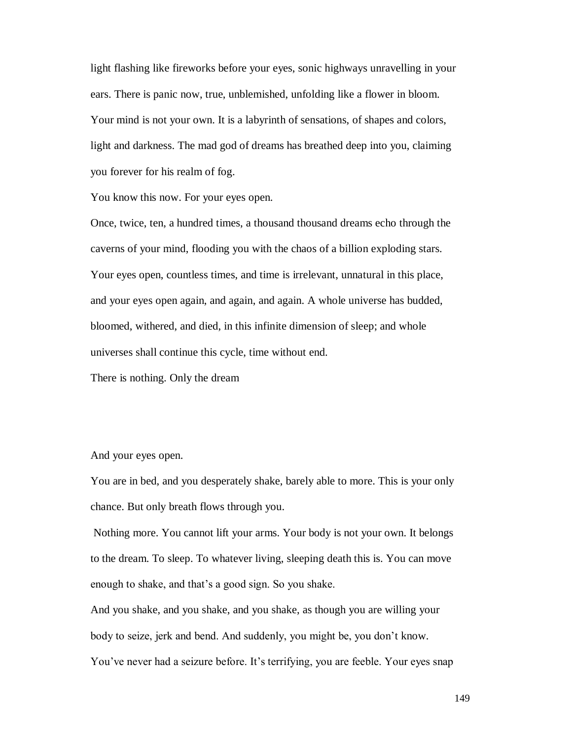light flashing like fireworks before your eyes, sonic highways unravelling in your ears. There is panic now, true, unblemished, unfolding like a flower in bloom. Your mind is not your own. It is a labyrinth of sensations, of shapes and colors, light and darkness. The mad god of dreams has breathed deep into you, claiming you forever for his realm of fog.

You know this now. For your eyes open.

Once, twice, ten, a hundred times, a thousand thousand dreams echo through the caverns of your mind, flooding you with the chaos of a billion exploding stars. Your eyes open, countless times, and time is irrelevant, unnatural in this place, and your eyes open again, and again, and again. A whole universe has budded, bloomed, withered, and died, in this infinite dimension of sleep; and whole universes shall continue this cycle, time without end.

There is nothing. Only the dream

And your eyes open.

You are in bed, and you desperately shake, barely able to more. This is your only chance. But only breath flows through you.

Nothing more. You cannot lift your arms. Your body is not your own. It belongs to the dream. To sleep. To whatever living, sleeping death this is. You can move enough to shake, and that's a good sign. So you shake.

And you shake, and you shake, and you shake, as though you are willing your body to seize, jerk and bend. And suddenly, you might be, you don't know. You've never had a seizure before. It's terrifying, you are feeble. Your eyes snap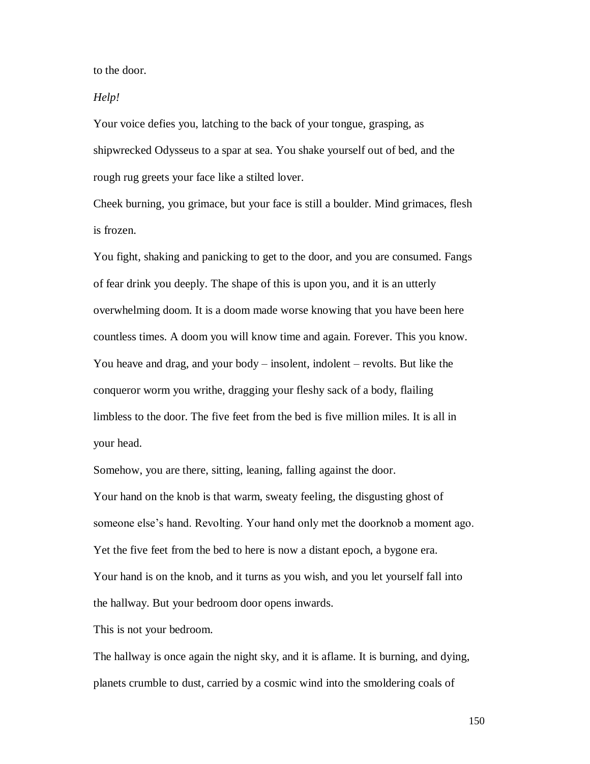to the door.

*Help!*

Your voice defies you, latching to the back of your tongue, grasping, as shipwrecked Odysseus to a spar at sea. You shake yourself out of bed, and the rough rug greets your face like a stilted lover.

Cheek burning, you grimace, but your face is still a boulder. Mind grimaces, flesh is frozen.

You fight, shaking and panicking to get to the door, and you are consumed. Fangs of fear drink you deeply. The shape of this is upon you, and it is an utterly overwhelming doom. It is a doom made worse knowing that you have been here countless times. A doom you will know time and again. Forever. This you know.

You heave and drag, and your body – insolent, indolent – revolts. But like the conqueror worm you writhe, dragging your fleshy sack of a body, flailing limbless to the door. The five feet from the bed is five million miles. It is all in your head.

Somehow, you are there, sitting, leaning, falling against the door.

Your hand on the knob is that warm, sweaty feeling, the disgusting ghost of someone else's hand. Revolting. Your hand only met the doorknob a moment ago. Yet the five feet from the bed to here is now a distant epoch, a bygone era.

Your hand is on the knob, and it turns as you wish, and you let yourself fall into the hallway. But your bedroom door opens inwards.

This is not your bedroom.

The hallway is once again the night sky, and it is aflame. It is burning, and dying, planets crumble to dust, carried by a cosmic wind into the smoldering coals of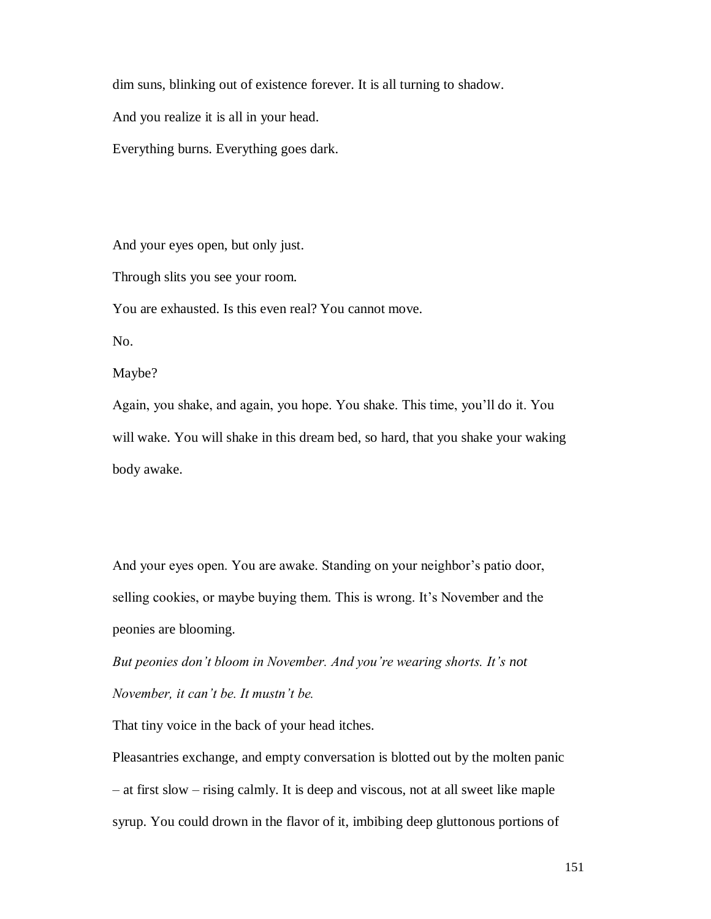dim suns, blinking out of existence forever. It is all turning to shadow.

And you realize it is all in your head.

Everything burns. Everything goes dark.

And your eyes open, but only just.

Through slits you see your room.

You are exhausted. Is this even real? You cannot move.

No.

Maybe?

Again, you shake, and again, you hope. You shake. This time, you'll do it. You will wake. You will shake in this dream bed, so hard, that you shake your waking body awake.

And your eyes open. You are awake. Standing on your neighbor's patio door, selling cookies, or maybe buying them. This is wrong. It's November and the peonies are blooming.

*But peonies don't bloom in November. And you're wearing shorts. It's not November, it can't be. It mustn't be.*

That tiny voice in the back of your head itches.

Pleasantries exchange, and empty conversation is blotted out by the molten panic – at first slow – rising calmly. It is deep and viscous, not at all sweet like maple syrup. You could drown in the flavor of it, imbibing deep gluttonous portions of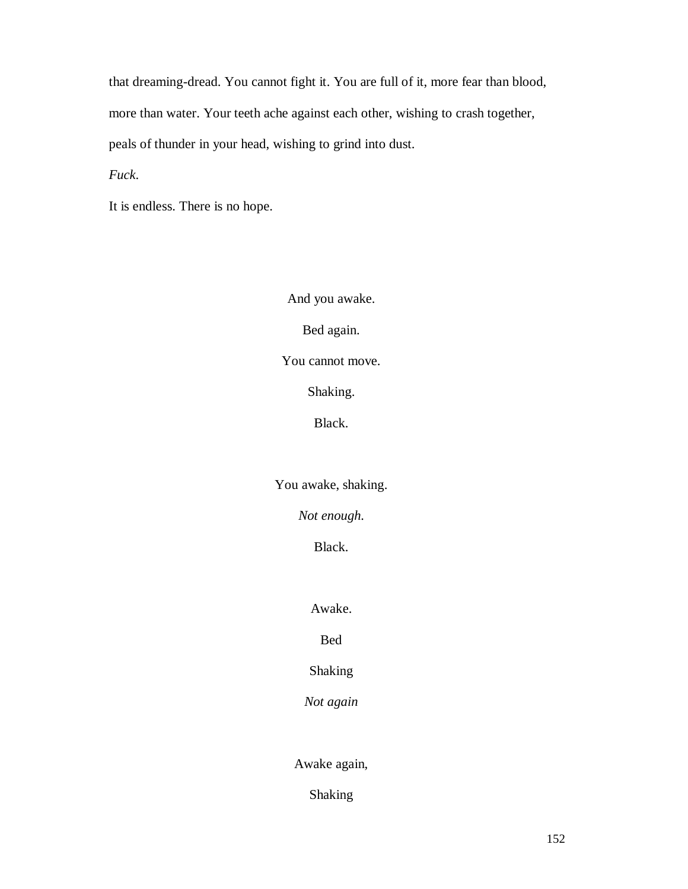that dreaming-dread. You cannot fight it. You are full of it, more fear than blood, more than water. Your teeth ache against each other, wishing to crash together, peals of thunder in your head, wishing to grind into dust.

*Fuck.*

It is endless. There is no hope.

And you awake.

Bed again.

You cannot move.

Shaking.

Black.

You awake, shaking.

*Not enough.*

Black.

Awake.

Bed

Shaking

*Not again*

Awake again,

Shaking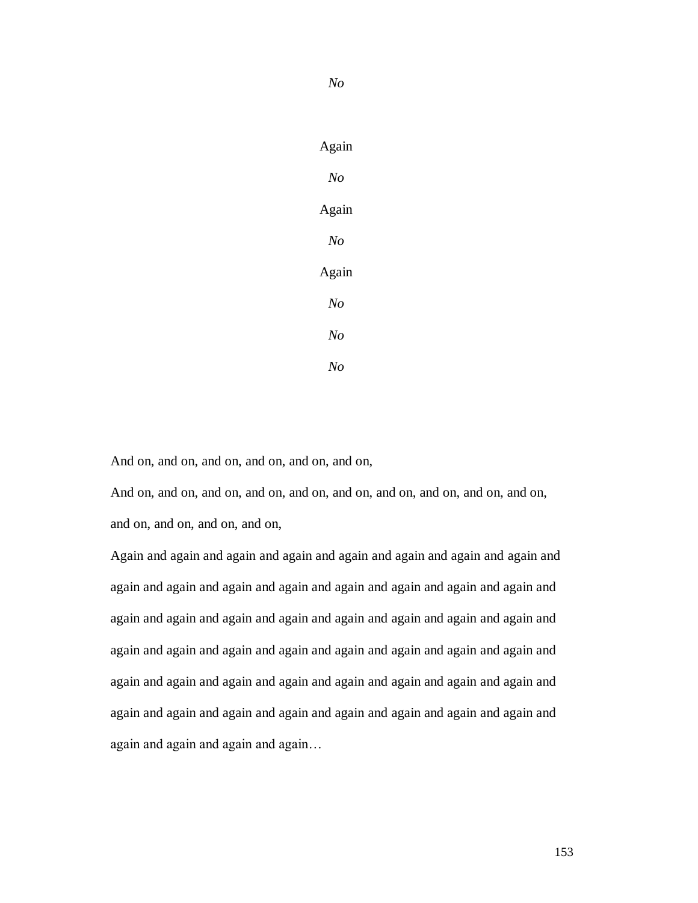*No*

Again

*No*

Again

*No*

Again

*No*

*No*

*No*

And on, and on, and on, and on, and on, and on,

And on, and on, and on, and on, and on, and on, and on, and on, and on, and on, and on, and on, and on, and on,

Again and again and again and again and again and again and again and again and again and again and again and again and again and again and again and again and again and again and again and again and again and again and again and again and again and again and again and again and again and again and again and again and again and again and again and again and again and again and again and again and again and again and again and again and again and again and again and again and again and again and again…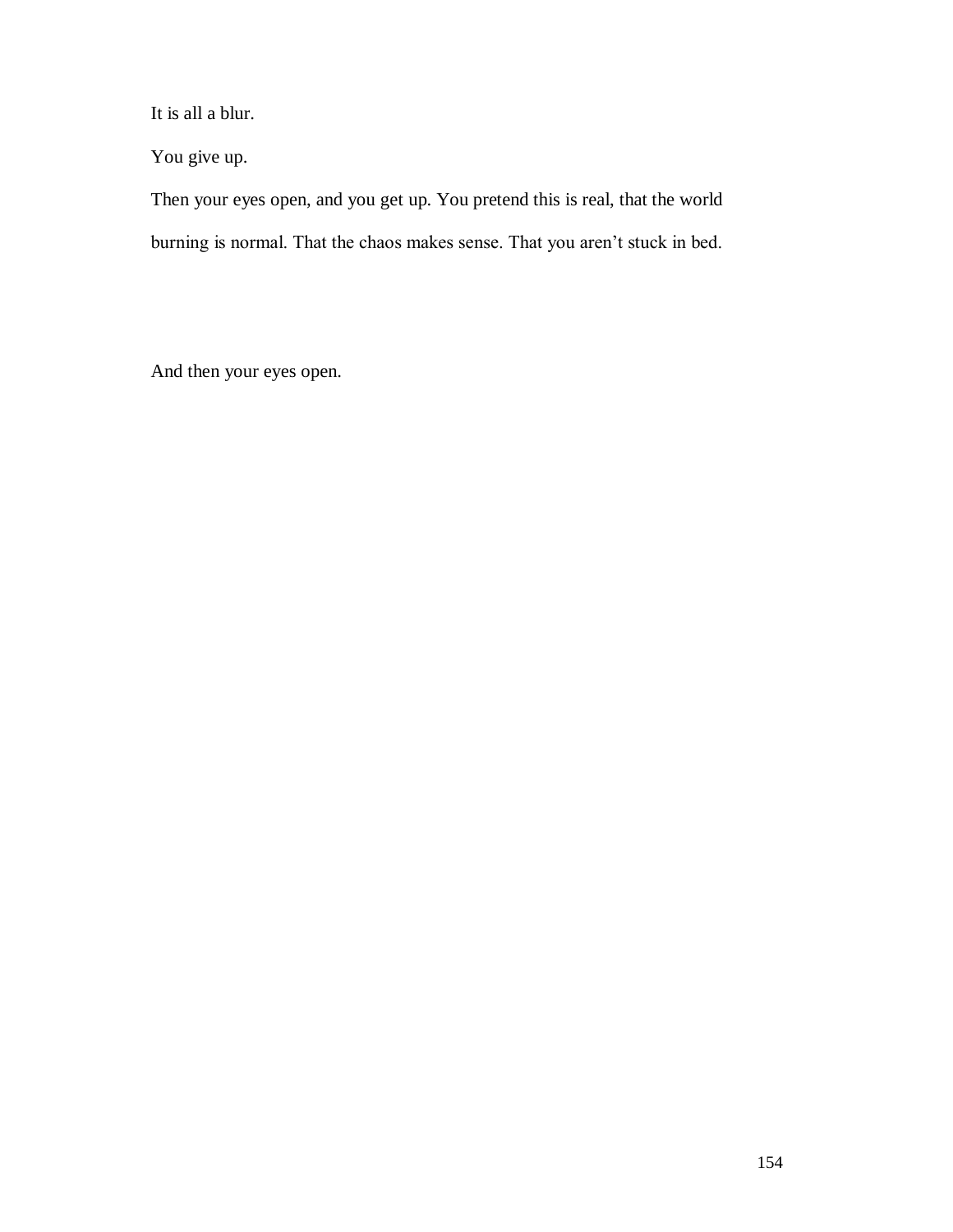It is all a blur.

You give up.

Then your eyes open, and you get up. You pretend this is real, that the world burning is normal. That the chaos makes sense. That you aren’t stuck in bed.

And then your eyes open.